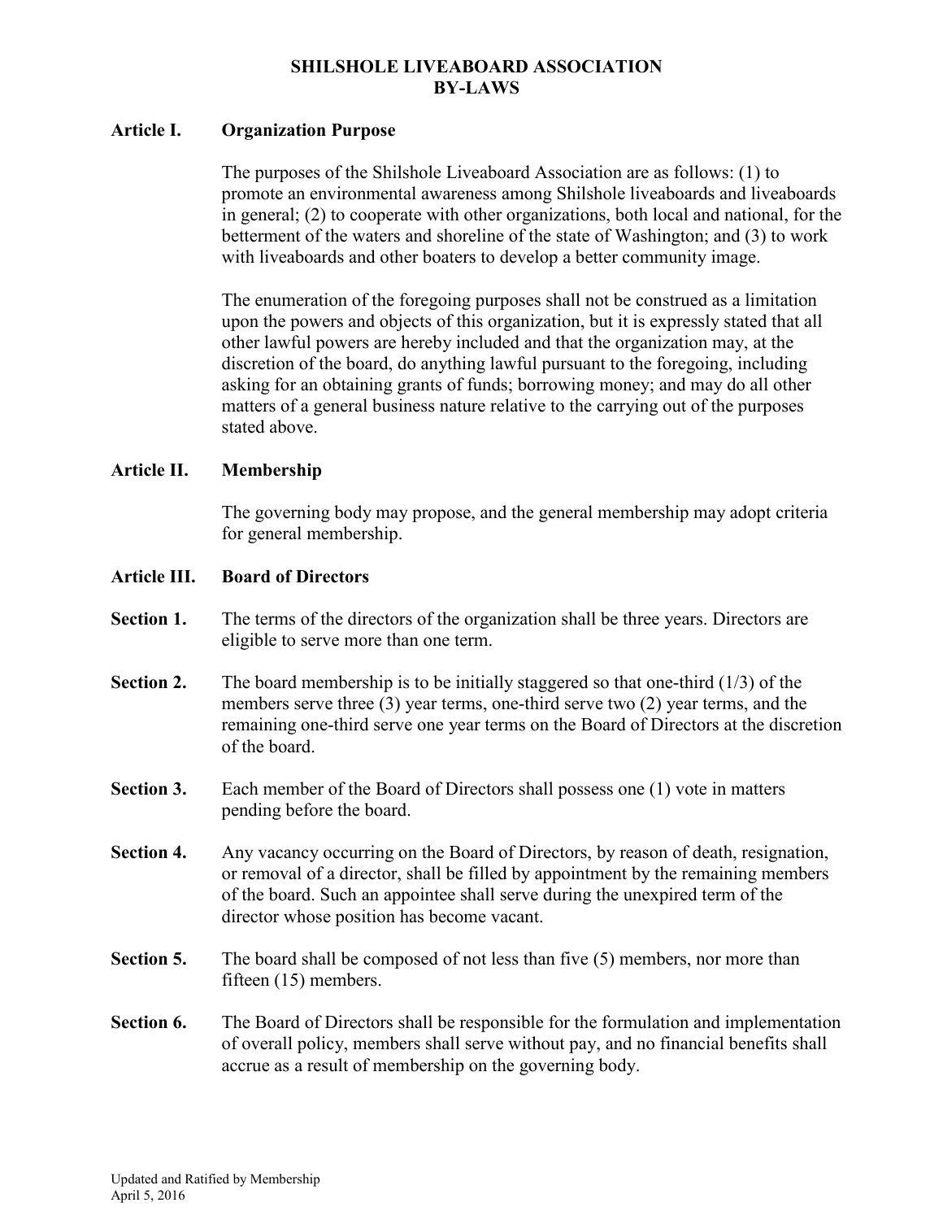# SHILSHOLE LIVEABOARD ASSOCIATION
# BY-LAWS

## Article I. Organization Purpose

The purposes of the Shilshole Liveaboard Association are as follows: (1) to promote an environmental awareness among Shilshole liveaboards and liveaboards in general; (2) to cooperate with other organizations, both local and national, for the betterment of the waters and shoreline of the state of Washington; and (3) to work with liveaboards and other boaters to develop a better community image.

The enumeration of the foregoing purposes shall not be construed as a limitation upon the powers and objects of this organization, but it is expressly stated that all other lawful powers are hereby included and that the organization may, at the discretion of the board, do anything lawful pursuant to the foregoing, including asking for an obtaining grants of funds; borrowing money; and may do all other matters of a general business nature relative to the carrying out of the purposes stated above.

## Article II. Membership

The governing body may propose, and the general membership may adopt criteria for general membership.

## Article III. Board of Directors

**Section 1.** The terms of the directors of the organization shall be three years. Directors are eligible to serve more than one term.

**Section 2.** The board membership is to be initially staggered so that one-third (1/3) of the members serve three (3) year terms, one-third serve two (2) year terms, and the remaining one-third serve one year terms on the Board of Directors at the discretion of the board.

**Section 3.** Each member of the Board of Directors shall possess one (1) vote in matters pending before the board.

**Section 4.** Any vacancy occurring on the Board of Directors, by reason of death, resignation, or removal of a director, shall be filled by appointment by the remaining members of the board. Such an appointee shall serve during the unexpired term of the director whose position has become vacant.

**Section 5.** The board shall be composed of not less than five (5) members, nor more than fifteen (15) members.

**Section 6.** The Board of Directors shall be responsible for the formulation and implementation of overall policy, members shall serve without pay, and no financial benefits shall accrue as a result of membership on the governing body.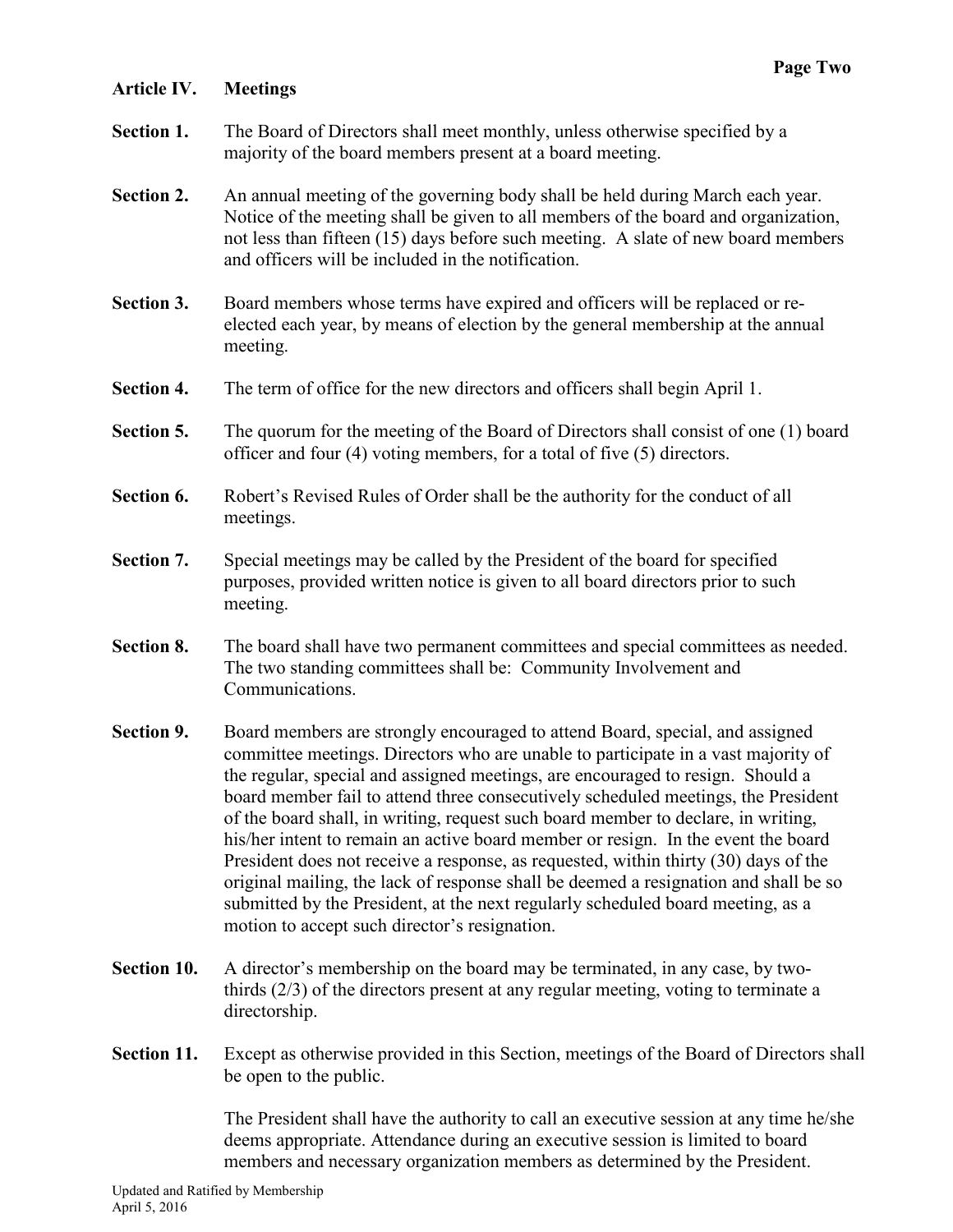## Article IV. Meetings

**Section 1.** The Board of Directors shall meet monthly, unless otherwise specified by a majority of the board members present at a board meeting.

**Section 2.** An annual meeting of the governing body shall be held during March each year. Notice of the meeting shall be given to all members of the board and organization, not less than fifteen (15) days before such meeting. A slate of new board members and officers will be included in the notification.

**Section 3.** Board members whose terms have expired and officers will be replaced or re-elected each year, by means of election by the general membership at the annual meeting.

**Section 4.** The term of office for the new directors and officers shall begin April 1.

**Section 5.** The quorum for the meeting of the Board of Directors shall consist of one (1) board officer and four (4) voting members, for a total of five (5) directors.

**Section 6.** Robert's Revised Rules of Order shall be the authority for the conduct of all meetings.

**Section 7.** Special meetings may be called by the President of the board for specified purposes, provided written notice is given to all board directors prior to such meeting.

**Section 8.** The board shall have two permanent committees and special committees as needed. The two standing committees shall be: Community Involvement and Communications.

**Section 9.** Board members are strongly encouraged to attend Board, special, and assigned committee meetings. Directors who are unable to participate in a vast majority of the regular, special and assigned meetings, are encouraged to resign. Should a board member fail to attend three consecutively scheduled meetings, the President of the board shall, in writing, request such board member to declare, in writing, his/her intent to remain an active board member or resign. In the event the board President does not receive a response, as requested, within thirty (30) days of the original mailing, the lack of response shall be deemed a resignation and shall be so submitted by the President, at the next regularly scheduled board meeting, as a motion to accept such director's resignation.

**Section 10.** A director's membership on the board may be terminated, in any case, by two-thirds (2/3) of the directors present at any regular meeting, voting to terminate a directorship.

**Section 11.** Except as otherwise provided in this Section, meetings of the Board of Directors shall be open to the public.

The President shall have the authority to call an executive session at any time he/she deems appropriate. Attendance during an executive session is limited to board members and necessary organization members as determined by the President.

Updated and Ratified by Membership
April 5, 2016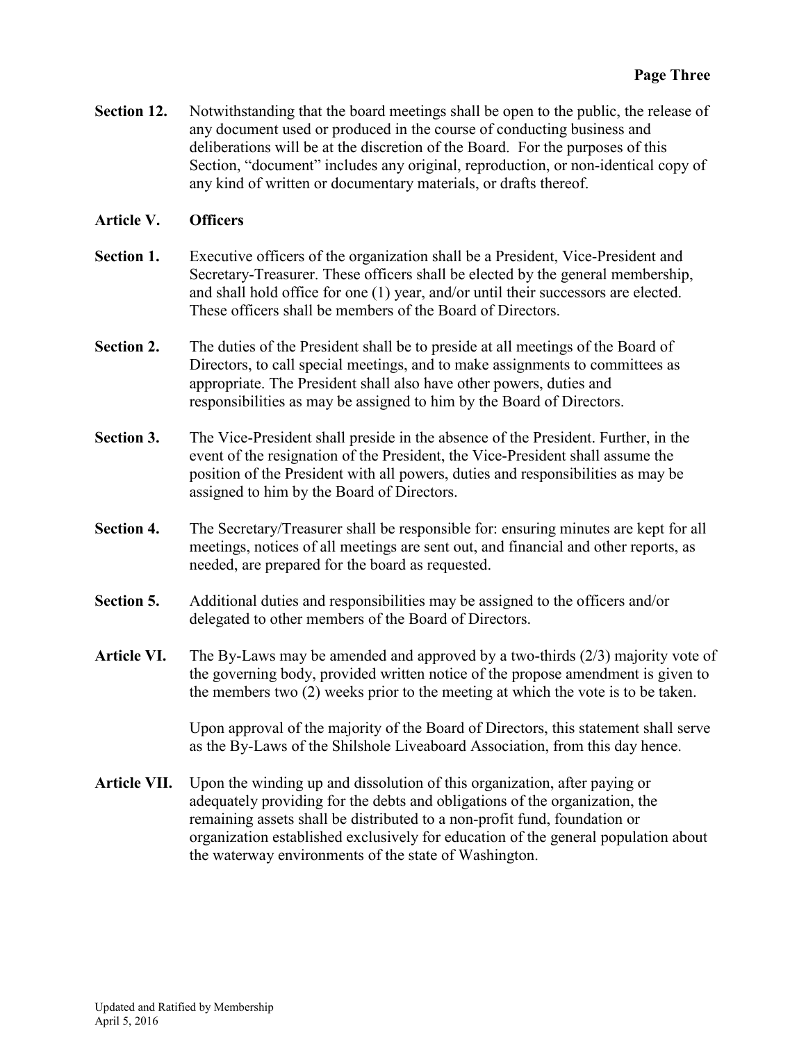**Section 12.** Notwithstanding that the board meetings shall be open to the public, the release of any document used or produced in the course of conducting business and deliberations will be at the discretion of the Board. For the purposes of this Section, “document” includes any original, reproduction, or non-identical copy of any kind of written or documentary materials, or drafts thereof.

## Article V. Officers

**Section 1.** Executive officers of the organization shall be a President, Vice-President and Secretary-Treasurer. These officers shall be elected by the general membership, and shall hold office for one (1) year, and/or until their successors are elected. These officers shall be members of the Board of Directors.

**Section 2.** The duties of the President shall be to preside at all meetings of the Board of Directors, to call special meetings, and to make assignments to committees as appropriate. The President shall also have other powers, duties and responsibilities as may be assigned to him by the Board of Directors.

**Section 3.** The Vice-President shall preside in the absence of the President. Further, in the event of the resignation of the President, the Vice-President shall assume the position of the President with all powers, duties and responsibilities as may be assigned to him by the Board of Directors.

**Section 4.** The Secretary/Treasurer shall be responsible for: ensuring minutes are kept for all meetings, notices of all meetings are sent out, and financial and other reports, as needed, are prepared for the board as requested.

**Section 5.** Additional duties and responsibilities may be assigned to the officers and/or delegated to other members of the Board of Directors.

**Article VI.** The By-Laws may be amended and approved by a two-thirds (2/3) majority vote of the governing body, provided written notice of the propose amendment is given to the members two (2) weeks prior to the meeting at which the vote is to be taken.

Upon approval of the majority of the Board of Directors, this statement shall serve as the By-Laws of the Shilshole Liveaboard Association, from this day hence.

**Article VII.** Upon the winding up and dissolution of this organization, after paying or adequately providing for the debts and obligations of the organization, the remaining assets shall be distributed to a non-profit fund, foundation or organization established exclusively for education of the general population about the waterway environments of the state of Washington.

Updated and Ratified by Membership
April 5, 2016